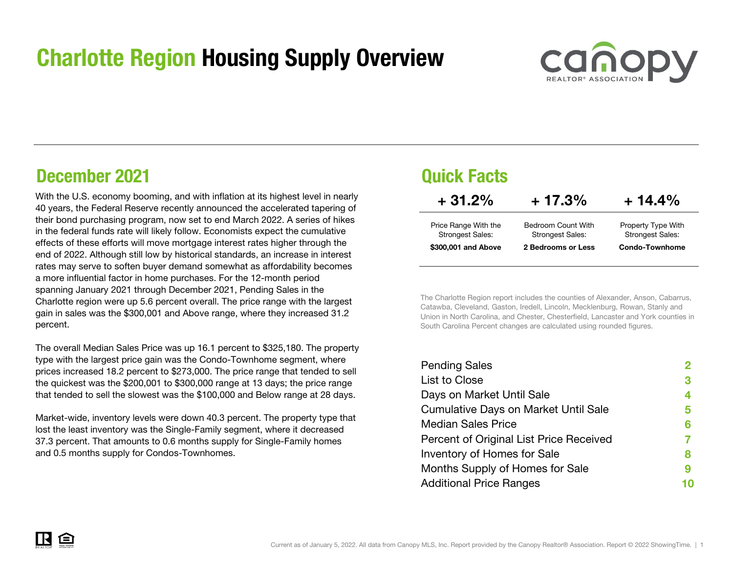# Charlotte Region Housing Supply Overview

## December 2021

With the U.S. economy booming, and with inflation at its highest level in nearly 40 years, the Federal Reserve recently announced the accelerated tapering of their bond purchasing program, now set to end March 2022. A series of hikes in the federal funds rate will likely follow. Economists expect the cumulative effects of these efforts will move mortgage interest rates higher through the end of 2022. Although still low by historical standards, an increase in interest rates may serve to soften buyer demand somewhat as affordability becomes a more influential factor in home purchases. For the 12-month period spanning January 2021 through December 2021, Pending Sales in the Charlotte region were up 5.6 percent overall. The price range with the largest gain in sales was the $300,001 and Above range, where they increased 31.2 percent.

The overall Median Sales Price was up 16.1 percent to $325,180. The property type with the largest price gain was the Condo-Townhome segment, where prices increased 18.2 percent to $273,000. The price range that tended to sell the quickest was the $200,001 to $300,000 range at 13 days; the price range that tended to sell the slowest was the $100,000 and Below range at 28 days.

Market-wide, inventory levels were down 40.3 percent. The property type that lost the least inventory was the Single-Family segment, where it decreased 37.3 percent. That amounts to 0.6 months supply for Single-Family homes and 0.5 months supply for Condos-Townhomes.

## Quick Facts

| + 31.2% | + 17.3% | + 14.4% |
| --- | --- | --- |
| Price Range With the Strongest Sales: **$300,001 and Above** | Bedroom Count With Strongest Sales: **2 Bedrooms or Less** | Property Type With Strongest Sales: **Condo-Townhome** |

The Charlotte Region report includes the counties of Alexander, Anson, Cabarrus, Catawba, Cleveland, Gaston, Iredell, Lincoln, Mecklenburg, Rowan, Stanly and Union in North Carolina, and Chester, Chesterfield, Lancaster and York counties in South Carolina Percent changes are calculated using rounded figures.

| | |
| --- | --- |
| Pending Sales | 2 |
| List to Close | 3 |
| Days on Market Until Sale | 4 |
| Cumulative Days on Market Until Sale | 5 |
| Median Sales Price | 6 |
| Percent of Original List Price Received | 7 |
| Inventory of Homes for Sale | 8 |
| Months Supply of Homes for Sale | 9 |
| Additional Price Ranges | 10 |

Current as of January 5, 2022. All data from Canopy MLS, Inc. Report provided by the Canopy Realtor® Association. Report © 2022 ShowingTime.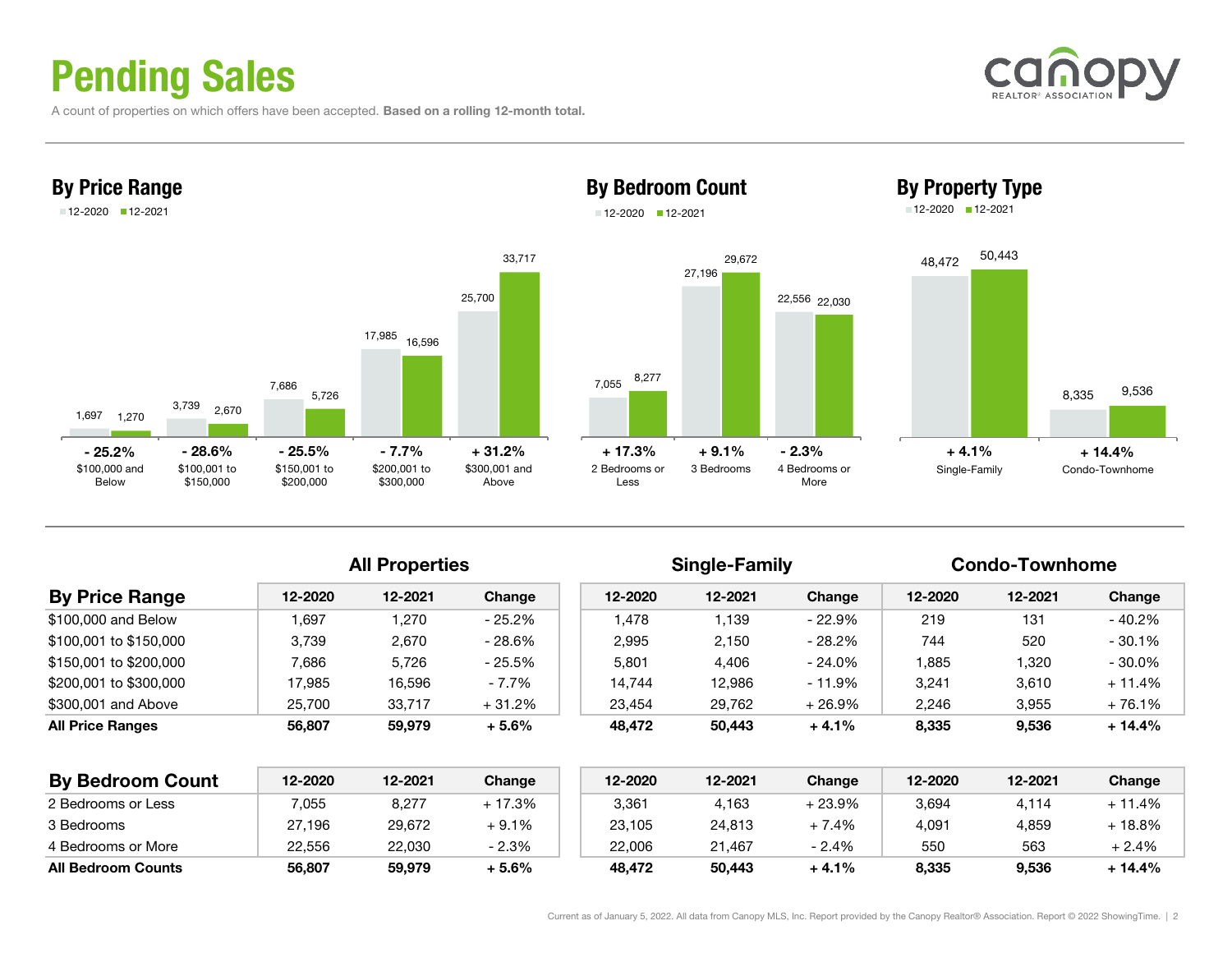# Pending Sales

A count of properties on which offers have been accepted. **Based on a rolling 12-month total.**

## By Price Range

| Price Range | 12-2020 | 12-2021 | Change |
|---|---|---|---|
| $100,000 and Below | 1,697 | 1,270 | - 25.2% |
| $100,001 to $150,000 | 3,739 | 2,670 | - 28.6% |
| $150,001 to $200,000 | 7,686 | 5,726 | - 25.5% |
| $200,001 to $300,000 | 17,985 | 16,596 | - 7.7% |
| $300,001 and Above | 25,700 | 33,717 | + 31.2% |

## By Bedroom Count

| Bedroom Count | 12-2020 | 12-2021 | Change |
|---|---|---|---|
| 2 Bedrooms or Less | 7,055 | 8,277 | + 17.3% |
| 3 Bedrooms | 27,196 | 29,672 | + 9.1% |
| 4 Bedrooms or More | 22,556 | 22,030 | - 2.3% |

## By Property Type

| Property Type | 12-2020 | 12-2021 | Change |
|---|---|---|---|
| Single-Family | 48,472 | 50,443 | + 4.1% |
| Condo-Townhome | 8,335 | 9,536 | + 14.4% |

| | All Properties | | | Single-Family | | | Condo-Townhome | | |
|---|---|---|---|---|---|---|---|---|---|
| **By Price Range** | 12-2020 | 12-2021 | Change | 12-2020 | 12-2021 | Change | 12-2020 | 12-2021 | Change |
| $100,000 and Below | 1,697 | 1,270 | - 25.2% | 1,478 | 1,139 | - 22.9% | 219 | 131 | - 40.2% |
| $100,001 to $150,000 | 3,739 | 2,670 | - 28.6% | 2,995 | 2,150 | - 28.2% | 744 | 520 | - 30.1% |
| $150,001 to $200,000 | 7,686 | 5,726 | - 25.5% | 5,801 | 4,406 | - 24.0% | 1,885 | 1,320 | - 30.0% |
| $200,001 to $300,000 | 17,985 | 16,596 | - 7.7% | 14,744 | 12,986 | - 11.9% | 3,241 | 3,610 | + 11.4% |
| $300,001 and Above | 25,700 | 33,717 | + 31.2% | 23,454 | 29,762 | + 26.9% | 2,246 | 3,955 | + 76.1% |
| **All Price Ranges** | **56,807** | **59,979** | **+ 5.6%** | **48,472** | **50,443** | **+ 4.1%** | **8,335** | **9,536** | **+ 14.4%** |

| **By Bedroom Count** | 12-2020 | 12-2021 | Change | 12-2020 | 12-2021 | Change | 12-2020 | 12-2021 | Change |
|---|---|---|---|---|---|---|---|---|---|
| 2 Bedrooms or Less | 7,055 | 8,277 | + 17.3% | 3,361 | 4,163 | + 23.9% | 3,694 | 4,114 | + 11.4% |
| 3 Bedrooms | 27,196 | 29,672 | + 9.1% | 23,105 | 24,813 | + 7.4% | 4,091 | 4,859 | + 18.8% |
| 4 Bedrooms or More | 22,556 | 22,030 | - 2.3% | 22,006 | 21,467 | - 2.4% | 550 | 563 | + 2.4% |
| **All Bedroom Counts** | **56,807** | **59,979** | **+ 5.6%** | **48,472** | **50,443** | **+ 4.1%** | **8,335** | **9,536** | **+ 14.4%** |

Current as of January 5, 2022. All data from Canopy MLS, Inc. Report provided by the Canopy Realtor® Association. Report © 2022 ShowingTime.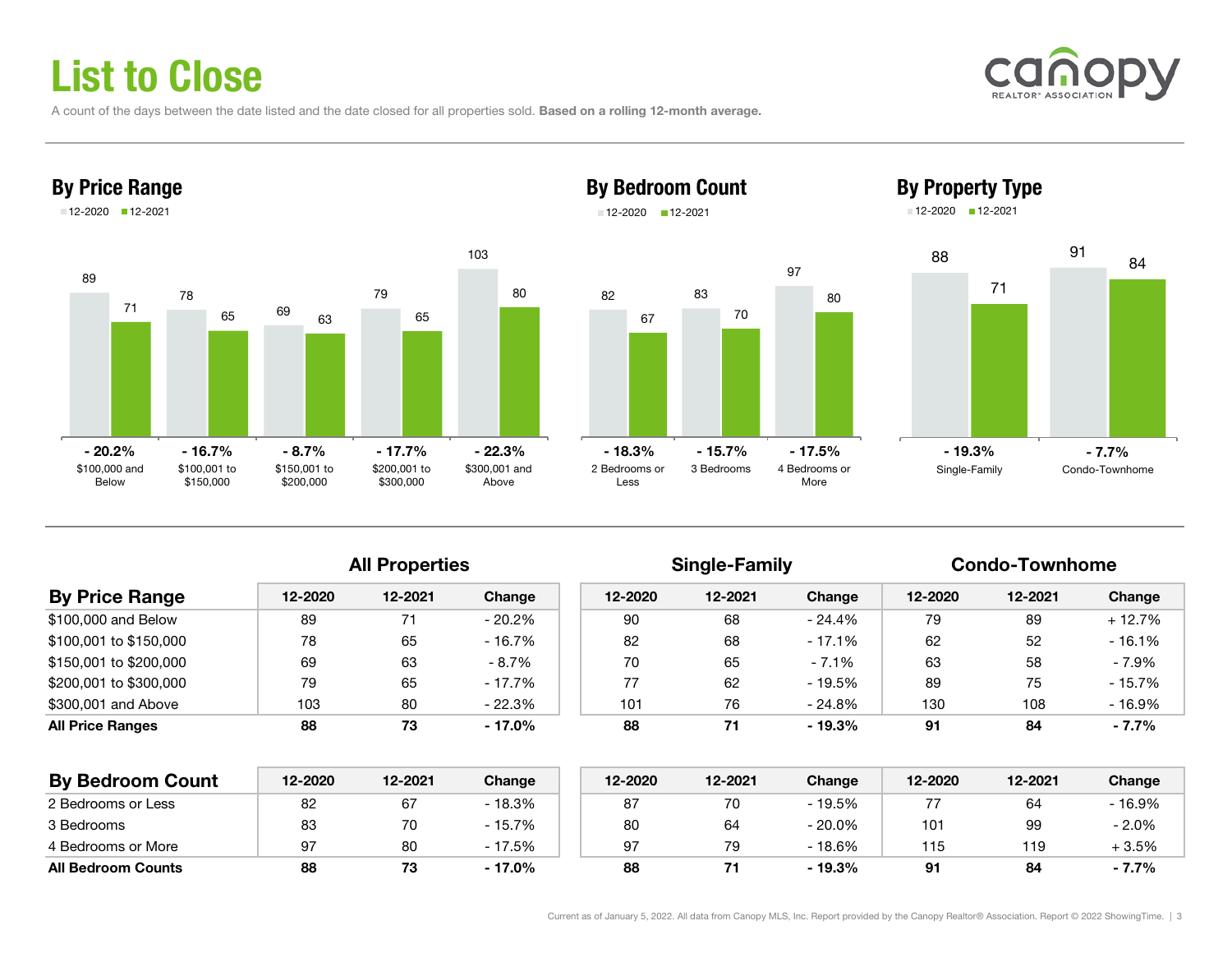# List to Close

A count of the days between the date listed and the date closed for all properties sold. **Based on a rolling 12-month average.**

## By Price Range

| | 12-2020 | 12-2021 | Change |
|---|---|---|---|
| $100,000 and Below | 89 | 71 | - 20.2% |
| $100,001 to $150,000 | 78 | 65 | - 16.7% |
| $150,001 to $200,000 | 69 | 63 | - 8.7% |
| $200,001 to $300,000 | 79 | 65 | - 17.7% |
| $300,001 and Above | 103 | 80 | - 22.3% |

## By Bedroom Count

| | 12-2020 | 12-2021 | Change |
|---|---|---|---|
| 2 Bedrooms or Less | 82 | 67 | - 18.3% |
| 3 Bedrooms | 83 | 70 | - 15.7% |
| 4 Bedrooms or More | 97 | 80 | - 17.5% |

## By Property Type

| | 12-2020 | 12-2021 | Change |
|---|---|---|---|
| Single-Family | 88 | 71 | - 19.3% |
| Condo-Townhome | 91 | 84 | - 7.7% |

| | All Properties | | | Single-Family | | | Condo-Townhome | | |
|---|---|---|---|---|---|---|---|---|---|
| **By Price Range** | 12-2020 | 12-2021 | Change | 12-2020 | 12-2021 | Change | 12-2020 | 12-2021 | Change |
| $100,000 and Below | 89 | 71 | - 20.2% | 90 | 68 | - 24.4% | 79 | 89 | + 12.7% |
| $100,001 to $150,000 | 78 | 65 | - 16.7% | 82 | 68 | - 17.1% | 62 | 52 | - 16.1% |
| $150,001 to $200,000 | 69 | 63 | - 8.7% | 70 | 65 | - 7.1% | 63 | 58 | - 7.9% |
| $200,001 to $300,000 | 79 | 65 | - 17.7% | 77 | 62 | - 19.5% | 89 | 75 | - 15.7% |
| $300,001 and Above | 103 | 80 | - 22.3% | 101 | 76 | - 24.8% | 130 | 108 | - 16.9% |
| **All Price Ranges** | **88** | **73** | **- 17.0%** | **88** | **71** | **- 19.3%** | **91** | **84** | **- 7.7%** |

| | All Properties | | | Single-Family | | | Condo-Townhome | | |
|---|---|---|---|---|---|---|---|---|---|
| **By Bedroom Count** | 12-2020 | 12-2021 | Change | 12-2020 | 12-2021 | Change | 12-2020 | 12-2021 | Change |
| 2 Bedrooms or Less | 82 | 67 | - 18.3% | 87 | 70 | - 19.5% | 77 | 64 | - 16.9% |
| 3 Bedrooms | 83 | 70 | - 15.7% | 80 | 64 | - 20.0% | 101 | 99 | - 2.0% |
| 4 Bedrooms or More | 97 | 80 | - 17.5% | 97 | 79 | - 18.6% | 115 | 119 | + 3.5% |
| **All Bedroom Counts** | **88** | **73** | **- 17.0%** | **88** | **71** | **- 19.3%** | **91** | **84** | **- 7.7%** |

Current as of January 5, 2022. All data from Canopy MLS, Inc. Report provided by the Canopy Realtor® Association. Report © 2022 ShowingTime.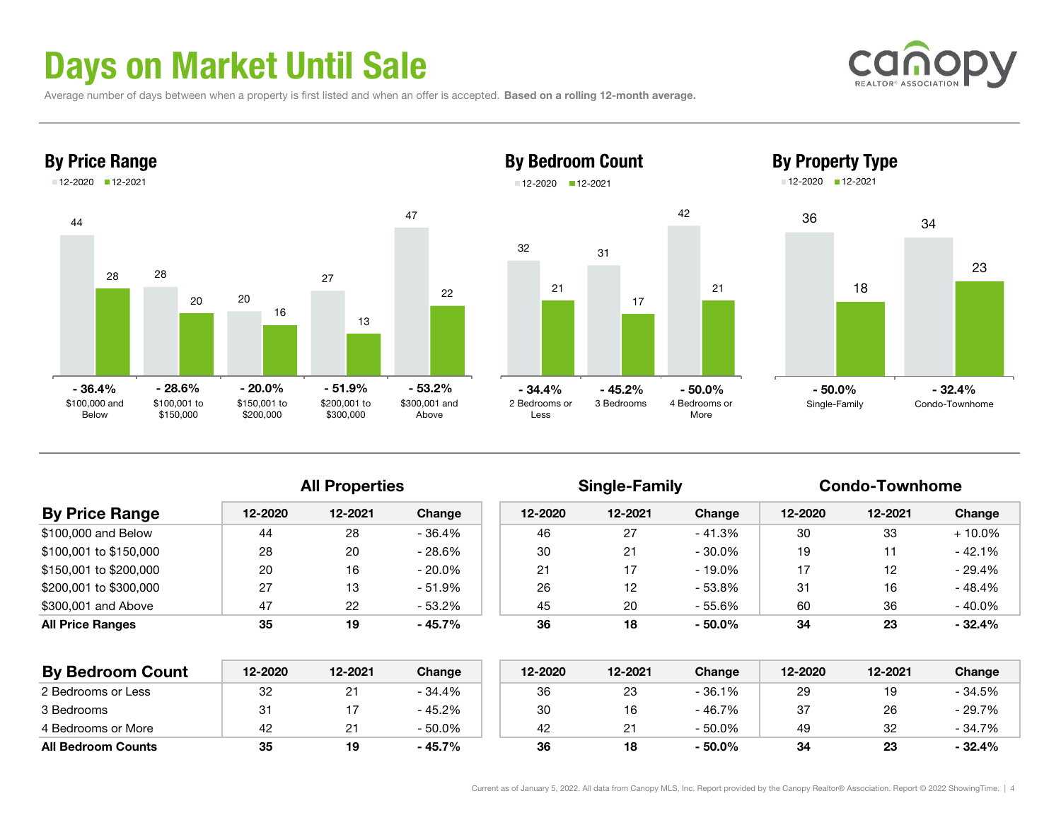# Days on Market Until Sale

Average number of days between when a property is first listed and when an offer is accepted. **Based on a rolling 12-month average.**

## By Price Range

| | 12-2020 | 12-2021 | Change |
|---|---|---|---|
| $100,000 and Below | 44 | 28 | - 36.4% |
| $100,001 to $150,000 | 28 | 20 | - 28.6% |
| $150,001 to $200,000 | 20 | 16 | - 20.0% |
| $200,001 to $300,000 | 27 | 13 | - 51.9% |
| $300,001 and Above | 47 | 22 | - 53.2% |

## By Bedroom Count

| | 12-2020 | 12-2021 | Change |
|---|---|---|---|
| 2 Bedrooms or Less | 32 | 21 | - 34.4% |
| 3 Bedrooms | 31 | 17 | - 45.2% |
| 4 Bedrooms or More | 42 | 21 | - 50.0% |

## By Property Type

| | 12-2020 | 12-2021 | Change |
|---|---|---|---|
| Single-Family | 36 | 18 | - 50.0% |
| Condo-Townhome | 34 | 23 | - 32.4% |

| | All Properties | | | Single-Family | | | Condo-Townhome | | |
|---|---|---|---|---|---|---|---|---|---|
| **By Price Range** | 12-2020 | 12-2021 | Change | 12-2020 | 12-2021 | Change | 12-2020 | 12-2021 | Change |
| $100,000 and Below | 44 | 28 | - 36.4% | 46 | 27 | - 41.3% | 30 | 33 | + 10.0% |
| $100,001 to $150,000 | 28 | 20 | - 28.6% | 30 | 21 | - 30.0% | 19 | 11 | - 42.1% |
| $150,001 to $200,000 | 20 | 16 | - 20.0% | 21 | 17 | - 19.0% | 17 | 12 | - 29.4% |
| $200,001 to $300,000 | 27 | 13 | - 51.9% | 26 | 12 | - 53.8% | 31 | 16 | - 48.4% |
| $300,001 and Above | 47 | 22 | - 53.2% | 45 | 20 | - 55.6% | 60 | 36 | - 40.0% |
| **All Price Ranges** | **35** | **19** | **- 45.7%** | **36** | **18** | **- 50.0%** | **34** | **23** | **- 32.4%** |

| **By Bedroom Count** | 12-2020 | 12-2021 | Change | 12-2020 | 12-2021 | Change | 12-2020 | 12-2021 | Change |
|---|---|---|---|---|---|---|---|---|---|
| 2 Bedrooms or Less | 32 | 21 | - 34.4% | 36 | 23 | - 36.1% | 29 | 19 | - 34.5% |
| 3 Bedrooms | 31 | 17 | - 45.2% | 30 | 16 | - 46.7% | 37 | 26 | - 29.7% |
| 4 Bedrooms or More | 42 | 21 | - 50.0% | 42 | 21 | - 50.0% | 49 | 32 | - 34.7% |
| **All Bedroom Counts** | **35** | **19** | **- 45.7%** | **36** | **18** | **- 50.0%** | **34** | **23** | **- 32.4%** |

Current as of January 5, 2022. All data from Canopy MLS, Inc. Report provided by the Canopy Realtor® Association. Report © 2022 ShowingTime.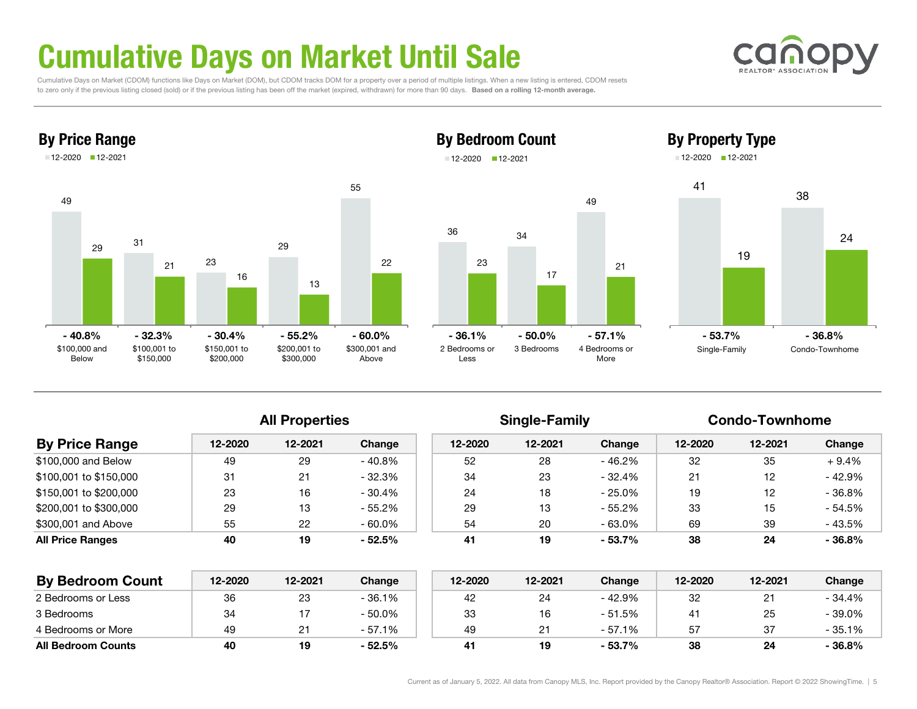# Cumulative Days on Market Until Sale

Cumulative Days on Market (CDOM) functions like Days on Market (DOM), but CDOM tracks DOM for a property over a period of multiple listings. When a new listing is entered, CDOM resets to zero only if the previous listing closed (sold) or if the previous listing has been off the market (expired, withdrawn) for more than 90 days. **Based on a rolling 12-month average.**

## By Price Range

| Price Range | 12-2020 | 12-2021 | Change |
|---|---|---|---|
| $100,000 and Below | 49 | 29 | - 40.8% |
| $100,001 to $150,000 | 31 | 21 | - 32.3% |
| $150,001 to $200,000 | 23 | 16 | - 30.4% |
| $200,001 to $300,000 | 29 | 13 | - 55.2% |
| $300,001 and Above | 55 | 22 | - 60.0% |

## By Bedroom Count

| Bedroom Count | 12-2020 | 12-2021 | Change |
|---|---|---|---|
| 2 Bedrooms or Less | 36 | 23 | - 36.1% |
| 3 Bedrooms | 34 | 17 | - 50.0% |
| 4 Bedrooms or More | 49 | 21 | - 57.1% |

## By Property Type

| Property Type | 12-2020 | 12-2021 | Change |
|---|---|---|---|
| Single-Family | 41 | 19 | - 53.7% |
| Condo-Townhome | 38 | 24 | - 36.8% |

| | All Properties | | | Single-Family | | | Condo-Townhome | | |
|---|---|---|---|---|---|---|---|---|---|
| **By Price Range** | 12-2020 | 12-2021 | Change | 12-2020 | 12-2021 | Change | 12-2020 | 12-2021 | Change |
| $100,000 and Below | 49 | 29 | - 40.8% | 52 | 28 | - 46.2% | 32 | 35 | + 9.4% |
| $100,001 to $150,000 | 31 | 21 | - 32.3% | 34 | 23 | - 32.4% | 21 | 12 | - 42.9% |
| $150,001 to $200,000 | 23 | 16 | - 30.4% | 24 | 18 | - 25.0% | 19 | 12 | - 36.8% |
| $200,001 to $300,000 | 29 | 13 | - 55.2% | 29 | 13 | - 55.2% | 33 | 15 | - 54.5% |
| $300,001 and Above | 55 | 22 | - 60.0% | 54 | 20 | - 63.0% | 69 | 39 | - 43.5% |
| **All Price Ranges** | **40** | **19** | **- 52.5%** | **41** | **19** | **- 53.7%** | **38** | **24** | **- 36.8%** |

| | All Properties | | | Single-Family | | | Condo-Townhome | | |
|---|---|---|---|---|---|---|---|---|---|
| **By Bedroom Count** | 12-2020 | 12-2021 | Change | 12-2020 | 12-2021 | Change | 12-2020 | 12-2021 | Change |
| 2 Bedrooms or Less | 36 | 23 | - 36.1% | 42 | 24 | - 42.9% | 32 | 21 | - 34.4% |
| 3 Bedrooms | 34 | 17 | - 50.0% | 33 | 16 | - 51.5% | 41 | 25 | - 39.0% |
| 4 Bedrooms or More | 49 | 21 | - 57.1% | 49 | 21 | - 57.1% | 57 | 37 | - 35.1% |
| **All Bedroom Counts** | **40** | **19** | **- 52.5%** | **41** | **19** | **- 53.7%** | **38** | **24** | **- 36.8%** |

Current as of January 5, 2022. All data from Canopy MLS, Inc. Report provided by the Canopy Realtor® Association. Report © 2022 ShowingTime.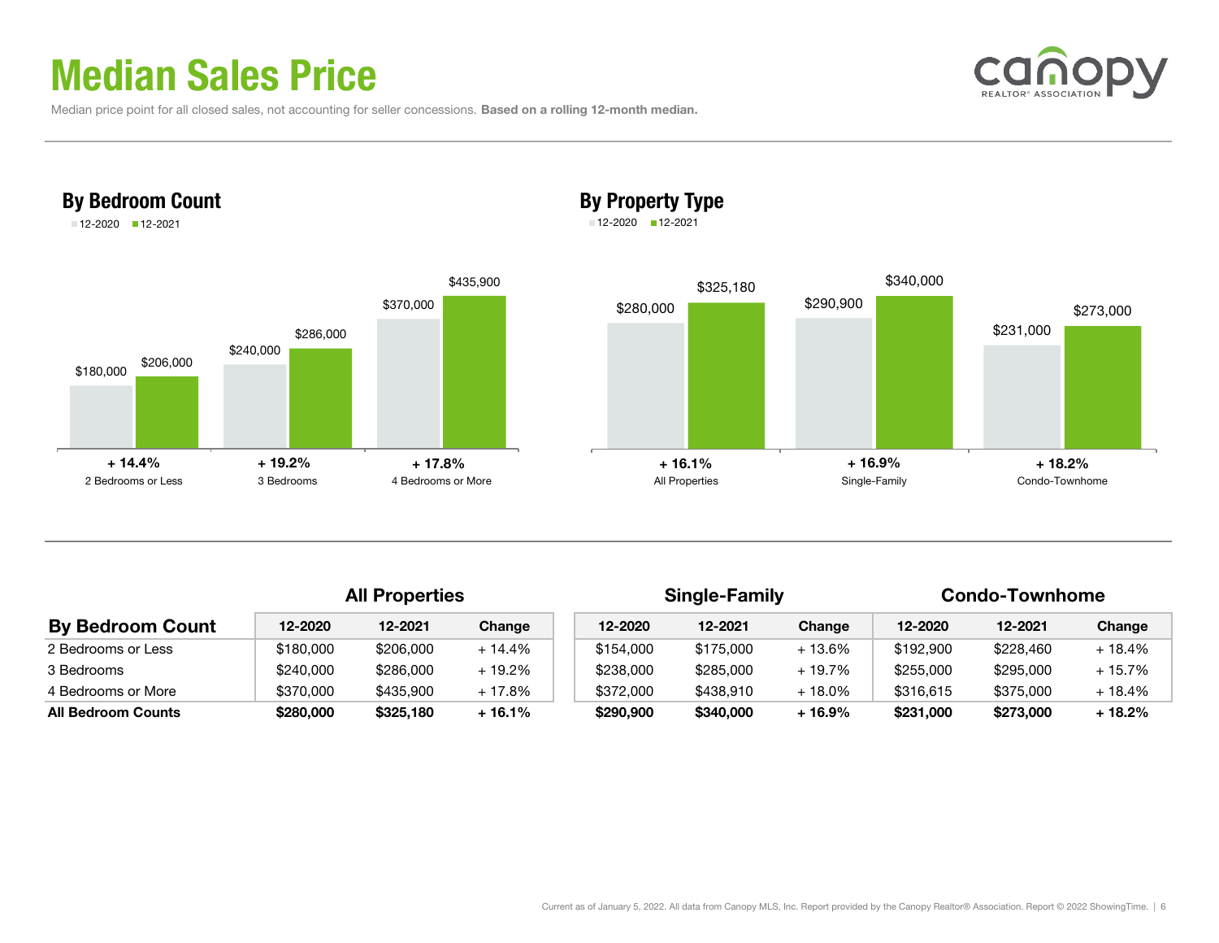# Median Sales Price

Median price point for all closed sales, not accounting for seller concessions. **Based on a rolling 12-month median.**

## By Bedroom Count

| | 12-2020 | 12-2021 | Change |
|---|---|---|---|
| 2 Bedrooms or Less | $180,000 | $206,000 | + 14.4% |
| 3 Bedrooms | $240,000 | $286,000 | + 19.2% |
| 4 Bedrooms or More | $370,000 | $435,900 | + 17.8% |

## By Property Type

| | 12-2020 | 12-2021 | Change |
|---|---|---|---|
| All Properties | $280,000 | $325,180 | + 16.1% |
| Single-Family | $290,900 | $340,000 | + 16.9% |
| Condo-Townhome | $231,000 | $273,000 | + 18.2% |

| By Bedroom Count | All Properties | | | Single-Family | | | Condo-Townhome | | |
|---|---|---|---|---|---|---|---|---|---|
| | 12-2020 | 12-2021 | Change | 12-2020 | 12-2021 | Change | 12-2020 | 12-2021 | Change |
| 2 Bedrooms or Less | $180,000 | $206,000 | + 14.4% | $154,000 | $175,000 | + 13.6% | $192,900 | $228,460 | + 18.4% |
| 3 Bedrooms | $240,000 | $286,000 | + 19.2% | $238,000 | $285,000 | + 19.7% | $255,000 | $295,000 | + 15.7% |
| 4 Bedrooms or More | $370,000 | $435,900 | + 17.8% | $372,000 | $438,910 | + 18.0% | $316,615 | $375,000 | + 18.4% |
| **All Bedroom Counts** | **$280,000** | **$325,180** | **+ 16.1%** | **$290,900** | **$340,000** | **+ 16.9%** | **$231,000** | **$273,000** | **+ 18.2%** |

Current as of January 5, 2022. All data from Canopy MLS, Inc. Report provided by the Canopy Realtor® Association. Report © 2022 ShowingTime.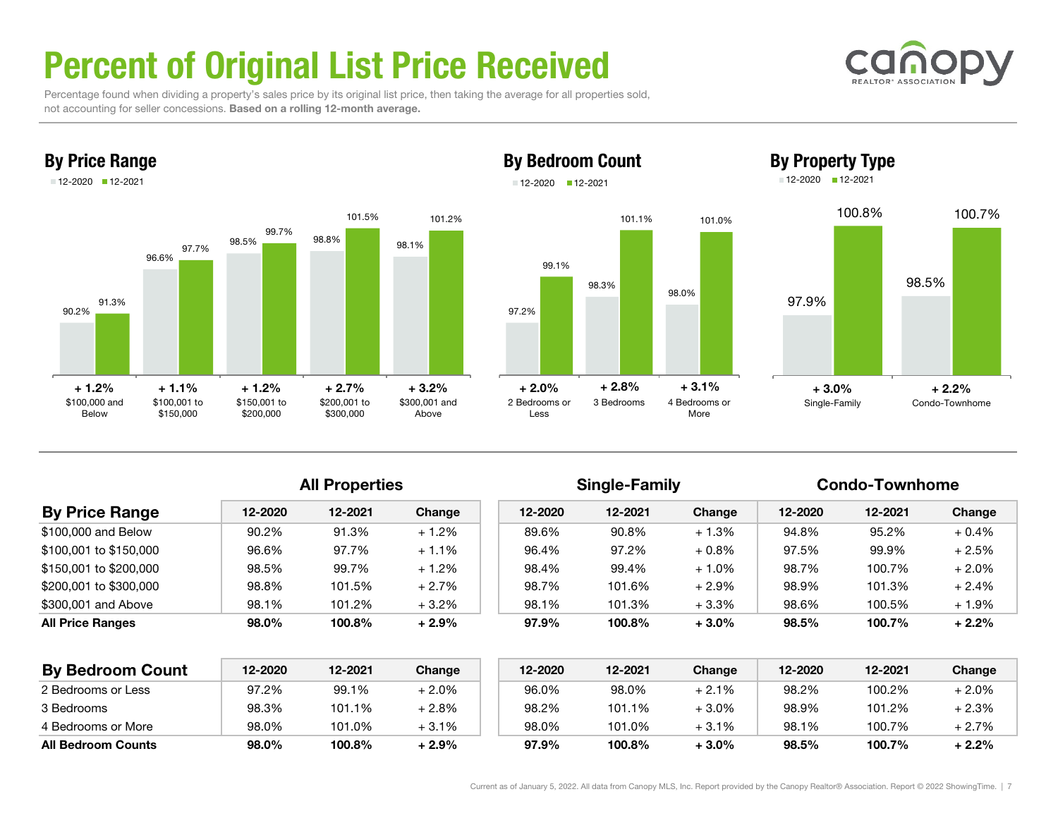# Percent of Original List Price Received

Percentage found when dividing a property's sales price by its original list price, then taking the average for all properties sold, not accounting for seller concessions. **Based on a rolling 12-month average.**

## By Price Range

| Price Range | 12-2020 | 12-2021 | Change |
|---|---|---|---|
| $100,000 and Below | 90.2% | 91.3% | + 1.2% |
| $100,001 to $150,000 | 96.6% | 97.7% | + 1.1% |
| $150,001 to $200,000 | 98.5% | 99.7% | + 1.2% |
| $200,001 to $300,000 | 98.8% | 101.5% | + 2.7% |
| $300,001 and Above | 98.1% | 101.2% | + 3.2% |

## By Bedroom Count

| Bedroom Count | 12-2020 | 12-2021 | Change |
|---|---|---|---|
| 2 Bedrooms or Less | 97.2% | 99.1% | + 2.0% |
| 3 Bedrooms | 98.3% | 101.1% | + 2.8% |
| 4 Bedrooms or More | 98.0% | 101.0% | + 3.1% |

## By Property Type

| Property Type | 12-2020 | 12-2021 | Change |
|---|---|---|---|
| Single-Family | 97.9% | 100.8% | + 3.0% |
| Condo-Townhome | 98.5% | 100.7% | + 2.2% |

| | All Properties | | | Single-Family | | | Condo-Townhome | | |
|---|---|---|---|---|---|---|---|---|---|
| **By Price Range** | 12-2020 | 12-2021 | Change | 12-2020 | 12-2021 | Change | 12-2020 | 12-2021 | Change |
| $100,000 and Below | 90.2% | 91.3% | + 1.2% | 89.6% | 90.8% | + 1.3% | 94.8% | 95.2% | + 0.4% |
| $100,001 to $150,000 | 96.6% | 97.7% | + 1.1% | 96.4% | 97.2% | + 0.8% | 97.5% | 99.9% | + 2.5% |
| $150,001 to $200,000 | 98.5% | 99.7% | + 1.2% | 98.4% | 99.4% | + 1.0% | 98.7% | 100.7% | + 2.0% |
| $200,001 to $300,000 | 98.8% | 101.5% | + 2.7% | 98.7% | 101.6% | + 2.9% | 98.9% | 101.3% | + 2.4% |
| $300,001 and Above | 98.1% | 101.2% | + 3.2% | 98.1% | 101.3% | + 3.3% | 98.6% | 100.5% | + 1.9% |
| **All Price Ranges** | **98.0%** | **100.8%** | **+ 2.9%** | **97.9%** | **100.8%** | **+ 3.0%** | **98.5%** | **100.7%** | **+ 2.2%** |

| | All Properties | | | Single-Family | | | Condo-Townhome | | |
|---|---|---|---|---|---|---|---|---|---|
| **By Bedroom Count** | 12-2020 | 12-2021 | Change | 12-2020 | 12-2021 | Change | 12-2020 | 12-2021 | Change |
| 2 Bedrooms or Less | 97.2% | 99.1% | + 2.0% | 96.0% | 98.0% | + 2.1% | 98.2% | 100.2% | + 2.0% |
| 3 Bedrooms | 98.3% | 101.1% | + 2.8% | 98.2% | 101.1% | + 3.0% | 98.9% | 101.2% | + 2.3% |
| 4 Bedrooms or More | 98.0% | 101.0% | + 3.1% | 98.0% | 101.0% | + 3.1% | 98.1% | 100.7% | + 2.7% |
| **All Bedroom Counts** | **98.0%** | **100.8%** | **+ 2.9%** | **97.9%** | **100.8%** | **+ 3.0%** | **98.5%** | **100.7%** | **+ 2.2%** |

Current as of January 5, 2022. All data from Canopy MLS, Inc. Report provided by the Canopy Realtor® Association. Report © 2022 ShowingTime.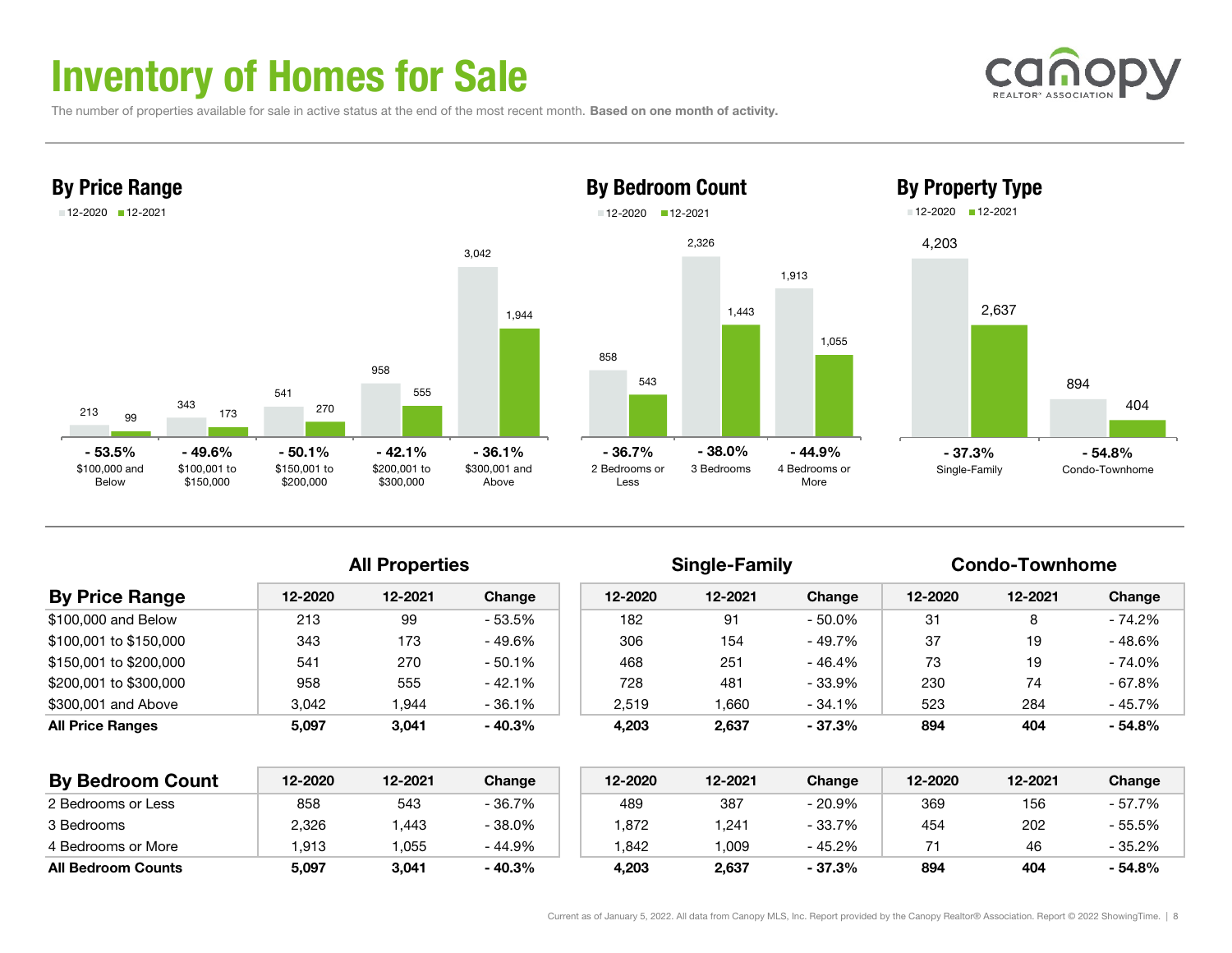# Inventory of Homes for Sale

The number of properties available for sale in active status at the end of the most recent month. **Based on one month of activity.**

## By Price Range

| Price Range | 12-2020 | 12-2021 | Change |
|---|---|---|---|
| $100,000 and Below | 213 | 99 | - 53.5% |
| $100,001 to $150,000 | 343 | 173 | - 49.6% |
| $150,001 to $200,000 | 541 | 270 | - 50.1% |
| $200,001 to $300,000 | 958 | 555 | - 42.1% |
| $300,001 and Above | 3,042 | 1,944 | - 36.1% |

## By Bedroom Count

| Bedroom Count | 12-2020 | 12-2021 | Change |
|---|---|---|---|
| 2 Bedrooms or Less | 858 | 543 | - 36.7% |
| 3 Bedrooms | 2,326 | 1,443 | - 38.0% |
| 4 Bedrooms or More | 1,913 | 1,055 | - 44.9% |

## By Property Type

| Property Type | 12-2020 | 12-2021 | Change |
|---|---|---|---|
| Single-Family | 4,203 | 2,637 | - 37.3% |
| Condo-Townhome | 894 | 404 | - 54.8% |

| | All Properties | | | Single-Family | | | Condo-Townhome | | |
|---|---|---|---|---|---|---|---|---|---|
| **By Price Range** | 12-2020 | 12-2021 | Change | 12-2020 | 12-2021 | Change | 12-2020 | 12-2021 | Change |
| $100,000 and Below | 213 | 99 | - 53.5% | 182 | 91 | - 50.0% | 31 | 8 | - 74.2% |
| $100,001 to $150,000 | 343 | 173 | - 49.6% | 306 | 154 | - 49.7% | 37 | 19 | - 48.6% |
| $150,001 to $200,000 | 541 | 270 | - 50.1% | 468 | 251 | - 46.4% | 73 | 19 | - 74.0% |
| $200,001 to $300,000 | 958 | 555 | - 42.1% | 728 | 481 | - 33.9% | 230 | 74 | - 67.8% |
| $300,001 and Above | 3,042 | 1,944 | - 36.1% | 2,519 | 1,660 | - 34.1% | 523 | 284 | - 45.7% |
| **All Price Ranges** | **5,097** | **3,041** | **- 40.3%** | **4,203** | **2,637** | **- 37.3%** | **894** | **404** | **- 54.8%** |

| **By Bedroom Count** | 12-2020 | 12-2021 | Change | 12-2020 | 12-2021 | Change | 12-2020 | 12-2021 | Change |
|---|---|---|---|---|---|---|---|---|---|
| 2 Bedrooms or Less | 858 | 543 | - 36.7% | 489 | 387 | - 20.9% | 369 | 156 | - 57.7% |
| 3 Bedrooms | 2,326 | 1,443 | - 38.0% | 1,872 | 1,241 | - 33.7% | 454 | 202 | - 55.5% |
| 4 Bedrooms or More | 1,913 | 1,055 | - 44.9% | 1,842 | 1,009 | - 45.2% | 71 | 46 | - 35.2% |
| **All Bedroom Counts** | **5,097** | **3,041** | **- 40.3%** | **4,203** | **2,637** | **- 37.3%** | **894** | **404** | **- 54.8%** |

Current as of January 5, 2022. All data from Canopy MLS, Inc. Report provided by the Canopy Realtor® Association. Report © 2022 ShowingTime.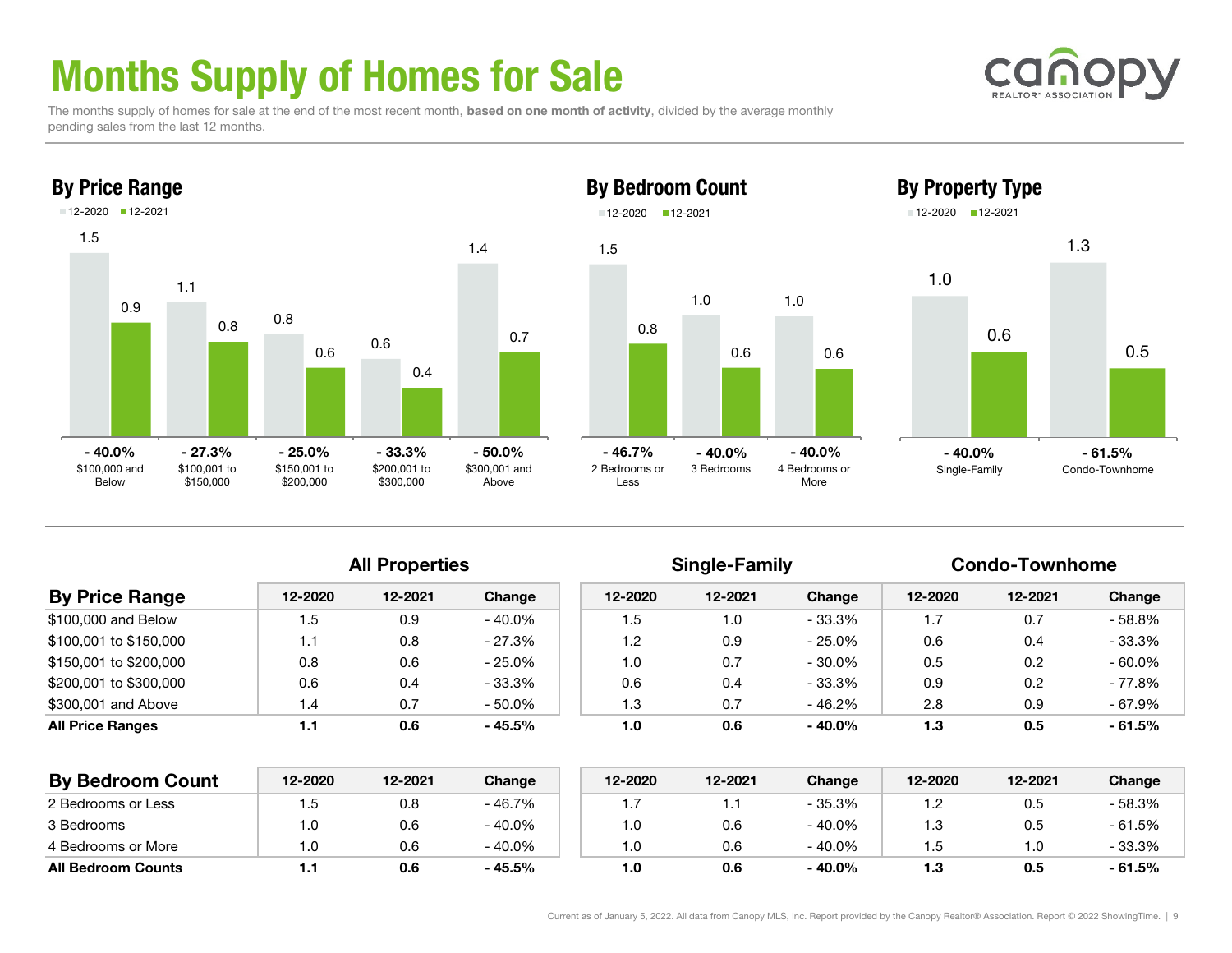# Months Supply of Homes for Sale

The months supply of homes for sale at the end of the most recent month, **based on one month of activity**, divided by the average monthly pending sales from the last 12 months.

## By Price Range

| | 12-2020 | 12-2021 | Change |
|---|---|---|---|
| $100,000 and Below | 1.5 | 0.9 | - 40.0% |
| $100,001 to $150,000 | 1.1 | 0.8 | - 27.3% |
| $150,001 to $200,000 | 0.8 | 0.6 | - 25.0% |
| $200,001 to $300,000 | 0.6 | 0.4 | - 33.3% |
| $300,001 and Above | 1.4 | 0.7 | - 50.0% |

## By Bedroom Count

| | 12-2020 | 12-2021 | Change |
|---|---|---|---|
| 2 Bedrooms or Less | 1.5 | 0.8 | - 46.7% |
| 3 Bedrooms | 1.0 | 0.6 | - 40.0% |
| 4 Bedrooms or More | 1.0 | 0.6 | - 40.0% |

## By Property Type

| | 12-2020 | 12-2021 | Change |
|---|---|---|---|
| Single-Family | 1.0 | 0.6 | - 40.0% |
| Condo-Townhome | 1.3 | 0.5 | - 61.5% |

| | All Properties | | | Single-Family | | | Condo-Townhome | | |
|---|---|---|---|---|---|---|---|---|---|
| **By Price Range** | 12-2020 | 12-2021 | Change | 12-2020 | 12-2021 | Change | 12-2020 | 12-2021 | Change |
| $100,000 and Below | 1.5 | 0.9 | - 40.0% | 1.5 | 1.0 | - 33.3% | 1.7 | 0.7 | - 58.8% |
| $100,001 to $150,000 | 1.1 | 0.8 | - 27.3% | 1.2 | 0.9 | - 25.0% | 0.6 | 0.4 | - 33.3% |
| $150,001 to $200,000 | 0.8 | 0.6 | - 25.0% | 1.0 | 0.7 | - 30.0% | 0.5 | 0.2 | - 60.0% |
| $200,001 to $300,000 | 0.6 | 0.4 | - 33.3% | 0.6 | 0.4 | - 33.3% | 0.9 | 0.2 | - 77.8% |
| $300,001 and Above | 1.4 | 0.7 | - 50.0% | 1.3 | 0.7 | - 46.2% | 2.8 | 0.9 | - 67.9% |
| **All Price Ranges** | **1.1** | **0.6** | **- 45.5%** | **1.0** | **0.6** | **- 40.0%** | **1.3** | **0.5** | **- 61.5%** |

| **By Bedroom Count** | 12-2020 | 12-2021 | Change | 12-2020 | 12-2021 | Change | 12-2020 | 12-2021 | Change |
|---|---|---|---|---|---|---|---|---|---|
| 2 Bedrooms or Less | 1.5 | 0.8 | - 46.7% | 1.7 | 1.1 | - 35.3% | 1.2 | 0.5 | - 58.3% |
| 3 Bedrooms | 1.0 | 0.6 | - 40.0% | 1.0 | 0.6 | - 40.0% | 1.3 | 0.5 | - 61.5% |
| 4 Bedrooms or More | 1.0 | 0.6 | - 40.0% | 1.0 | 0.6 | - 40.0% | 1.5 | 1.0 | - 33.3% |
| **All Bedroom Counts** | **1.1** | **0.6** | **- 45.5%** | **1.0** | **0.6** | **- 40.0%** | **1.3** | **0.5** | **- 61.5%** |

Current as of January 5, 2022. All data from Canopy MLS, Inc. Report provided by the Canopy Realtor® Association. Report © 2022 ShowingTime.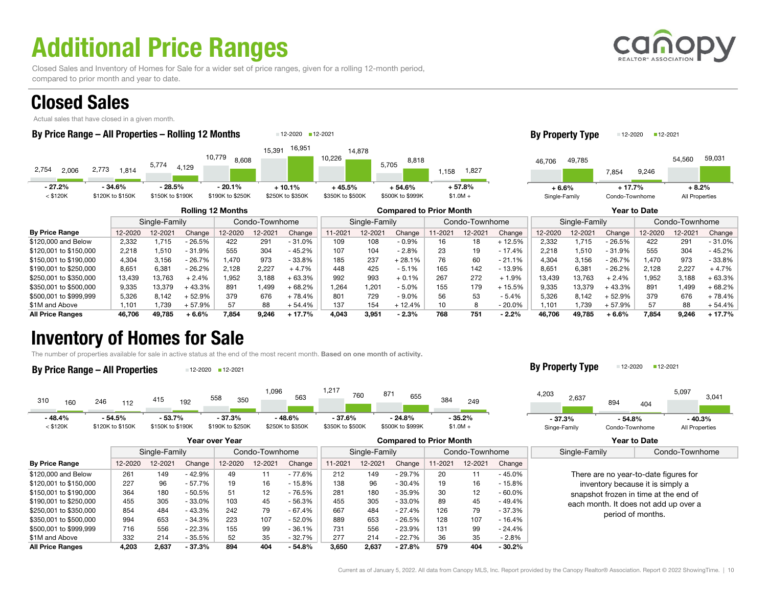# Additional Price Ranges

Closed Sales and Inventory of Homes for Sale for a wider set of price ranges, given for a rolling 12-month period, compared to prior month and year to date.

## Closed Sales

Actual sales that have closed in a given month.

### By Price Range – All Properties – Rolling 12 Months

12-2020 ■12-2021

2,754 2,006
- 27.2%
< $120K

2,773 1,814
- 34.6%
$120K to $150K

5,774 4,129
- 28.5%
$150K to $190K

10,779 8,608
- 20.1%
$190K to $250K

15,391 16,951
+ 10.1%
$250K to $350K

10,226 14,878
+ 45.5%
$350K to $500K

5,705 8,818
+ 54.6%
$500K to $999K

1,158 1,827
+ 57.8%
$1.0M +

### By Property Type

12-2020 ■12-2021

46,706 49,785
+ 6.6%
Single-Family

7,854 9,246
+ 17.7%
Condo-Townhome

54,560 59,031
+ 8.2%
All Properties

| | Rolling 12 Months | | | | | | Compared to Prior Month | | | | | | Year to Date | | | | | |
|---|---|---|---|---|---|---|---|---|---|---|---|---|---|---|---|---|---|---|
| | Single-Family | | | Condo-Townhome | | | Single-Family | | | Condo-Townhome | | | Single-Family | | | Condo-Townhome | | |
| **By Price Range** | 12-2020 | 12-2021 | Change | 12-2020 | 12-2021 | Change | 11-2021 | 12-2021 | Change | 11-2021 | 12-2021 | Change | 12-2020 | 12-2021 | Change | 12-2020 | 12-2021 | Change |
| $120,000 and Below | 2,332 | 1,715 | - 26.5% | 422 | 291 | - 31.0% | 109 | 108 | - 0.9% | 16 | 18 | + 12.5% | 2,332 | 1,715 | - 26.5% | 422 | 291 | - 31.0% |
| $120,001 to $150,000 | 2,218 | 1,510 | - 31.9% | 555 | 304 | - 45.2% | 107 | 104 | - 2.8% | 23 | 19 | - 17.4% | 2,218 | 1,510 | - 31.9% | 555 | 304 | - 45.2% |
| $150,001 to $190,000 | 4,304 | 3,156 | - 26.7% | 1,470 | 973 | - 33.8% | 185 | 237 | + 28.1% | 76 | 60 | - 21.1% | 4,304 | 3,156 | - 26.7% | 1,470 | 973 | - 33.8% |
| $190,001 to $250,000 | 8,651 | 6,381 | - 26.2% | 2,128 | 2,227 | + 4.7% | 448 | 425 | - 5.1% | 165 | 142 | - 13.9% | 8,651 | 6,381 | - 26.2% | 2,128 | 2,227 | + 4.7% |
| $250,001 to $350,000 | 13,439 | 13,763 | + 2.4% | 1,952 | 3,188 | + 63.3% | 992 | 993 | + 0.1% | 267 | 272 | + 1.9% | 13,439 | 13,763 | + 2.4% | 1,952 | 3,188 | + 63.3% |
| $350,001 to $500,000 | 9,335 | 13,379 | + 43.3% | 891 | 1,499 | + 68.2% | 1,264 | 1,201 | - 5.0% | 155 | 179 | + 15.5% | 9,335 | 13,379 | + 43.3% | 891 | 1,499 | + 68.2% |
| $500,001 to $999,999 | 5,326 | 8,142 | + 52.9% | 379 | 676 | + 78.4% | 801 | 729 | - 9.0% | 56 | 53 | - 5.4% | 5,326 | 8,142 | + 52.9% | 379 | 676 | + 78.4% |
| $1M and Above | 1,101 | 1,739 | + 57.9% | 57 | 88 | + 54.4% | 137 | 154 | + 12.4% | 10 | 8 | - 20.0% | 1,101 | 1,739 | + 57.9% | 57 | 88 | + 54.4% |
| **All Price Ranges** | **46,706** | **49,785** | **+ 6.6%** | **7,854** | **9,246** | **+ 17.7%** | **4,043** | **3,951** | **- 2.3%** | **768** | **751** | **- 2.2%** | **46,706** | **49,785** | **+ 6.6%** | **7,854** | **9,246** | **+ 17.7%** |

## Inventory of Homes for Sale

The number of properties available for sale in active status at the end of the most recent month. **Based on one month of activity.**

### By Price Range – All Properties

12-2020 ■12-2021

310 160
- 48.4%
< $120K

246 112
- 54.5%
$120K to $150K

415 192
- 53.7%
$150K to $190K

558 350
- 37.3%
$190K to $250K

1,096 563
- 48.6%
$250K to $350K

1,217 760
- 37.6%
$350K to $500K

871 655
- 24.8%
$500K to $999K

384 249
- 35.2%
$1.0M +

### By Property Type

12-2020 ■12-2021

4,203 2,637
- 37.3%
Singe-Family

894 404
- 54.8%
Condo-Townhome

5,097 3,041
- 40.3%
All Properties

| | Year over Year | | | | | | Compared to Prior Month | | | | | |
|---|---|---|---|---|---|---|---|---|---|---|---|---|
| | Single-Family | | | Condo-Townhome | | | Single-Family | | | Condo-Townhome | | |
| **By Price Range** | 12-2020 | 12-2021 | Change | 12-2020 | 12-2021 | Change | 11-2021 | 12-2021 | Change | 11-2021 | 12-2021 | Change |
| $120,000 and Below | 261 | 149 | - 42.9% | 49 | 11 | - 77.6% | 212 | 149 | - 29.7% | 20 | 11 | - 45.0% |
| $120,001 to $150,000 | 227 | 96 | - 57.7% | 19 | 16 | - 15.8% | 138 | 96 | - 30.4% | 19 | 16 | - 15.8% |
| $150,001 to $190,000 | 364 | 180 | - 50.5% | 51 | 12 | - 76.5% | 281 | 180 | - 35.9% | 30 | 12 | - 60.0% |
| $190,001 to $250,000 | 455 | 305 | - 33.0% | 103 | 45 | - 56.3% | 455 | 305 | - 33.0% | 89 | 45 | - 49.4% |
| $250,001 to $350,000 | 854 | 484 | - 43.3% | 242 | 79 | - 67.4% | 667 | 484 | - 27.4% | 126 | 79 | - 37.3% |
| $350,001 to $500,000 | 994 | 653 | - 34.3% | 223 | 107 | - 52.0% | 889 | 653 | - 26.5% | 128 | 107 | - 16.4% |
| $500,001 to $999,999 | 716 | 556 | - 22.3% | 155 | 99 | - 36.1% | 731 | 556 | - 23.9% | 131 | 99 | - 24.4% |
| $1M and Above | 332 | 214 | - 35.5% | 52 | 35 | - 32.7% | 277 | 214 | - 22.7% | 36 | 35 | - 2.8% |
| **All Price Ranges** | **4,203** | **2,637** | **- 37.3%** | **894** | **404** | **- 54.8%** | **3,650** | **2,637** | **- 27.8%** | **579** | **404** | **- 30.2%** |

**Year to Date**

| Single-Family | Condo-Townhome |
|---|---|

There are no year-to-date figures for inventory because it is simply a snapshot frozen in time at the end of each month. It does not add up over a period of months.

Current as of January 5, 2022. All data from Canopy MLS, Inc. Report provided by the Canopy Realtor® Association. Report © 2022 ShowingTime.